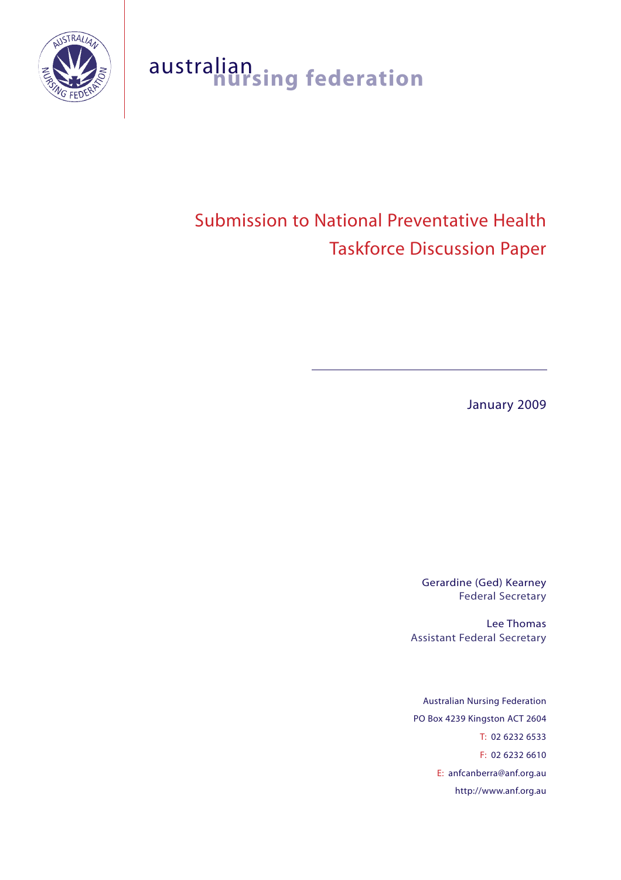australian nursing federation

# Submission to National Preventative Health Taskforce Discussion Paper

January 2009

Gerardine (Ged) Kearney
Federal Secretary

Lee Thomas
Assistant Federal Secretary

Australian Nursing Federation
PO Box 4239 Kingston ACT 2604
T: 02 6232 6533
F: 02 6232 6610
E: anfcanberra@anf.org.au
http://www.anf.org.au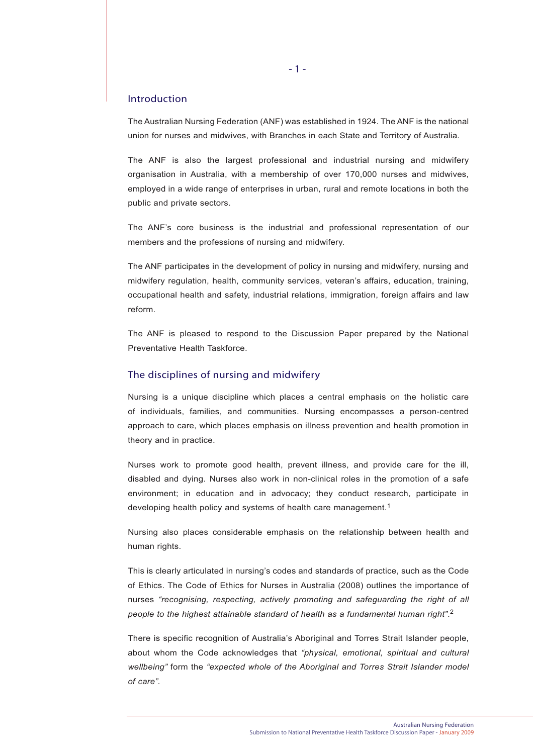## Introduction

The Australian Nursing Federation (ANF) was established in 1924. The ANF is the national union for nurses and midwives, with Branches in each State and Territory of Australia.

The ANF is also the largest professional and industrial nursing and midwifery organisation in Australia, with a membership of over 170,000 nurses and midwives, employed in a wide range of enterprises in urban, rural and remote locations in both the public and private sectors.

The ANF's core business is the industrial and professional representation of our members and the professions of nursing and midwifery.

The ANF participates in the development of policy in nursing and midwifery, nursing and midwifery regulation, health, community services, veteran's affairs, education, training, occupational health and safety, industrial relations, immigration, foreign affairs and law reform.

The ANF is pleased to respond to the Discussion Paper prepared by the National Preventative Health Taskforce.

## The disciplines of nursing and midwifery

Nursing is a unique discipline which places a central emphasis on the holistic care of individuals, families, and communities. Nursing encompasses a person-centred approach to care, which places emphasis on illness prevention and health promotion in theory and in practice.

Nurses work to promote good health, prevent illness, and provide care for the ill, disabled and dying. Nurses also work in non-clinical roles in the promotion of a safe environment; in education and in advocacy; they conduct research, participate in developing health policy and systems of health care management.[1]

Nursing also places considerable emphasis on the relationship between health and human rights.

This is clearly articulated in nursing's codes and standards of practice, such as the Code of Ethics. The Code of Ethics for Nurses in Australia (2008) outlines the importance of nurses *"recognising, respecting, actively promoting and safeguarding the right of all people to the highest attainable standard of health as a fundamental human right"*.[2]

There is specific recognition of Australia's Aboriginal and Torres Strait Islander people, about whom the Code acknowledges that *"physical, emotional, spiritual and cultural wellbeing"* form the *"expected whole of the Aboriginal and Torres Strait Islander model of care"*.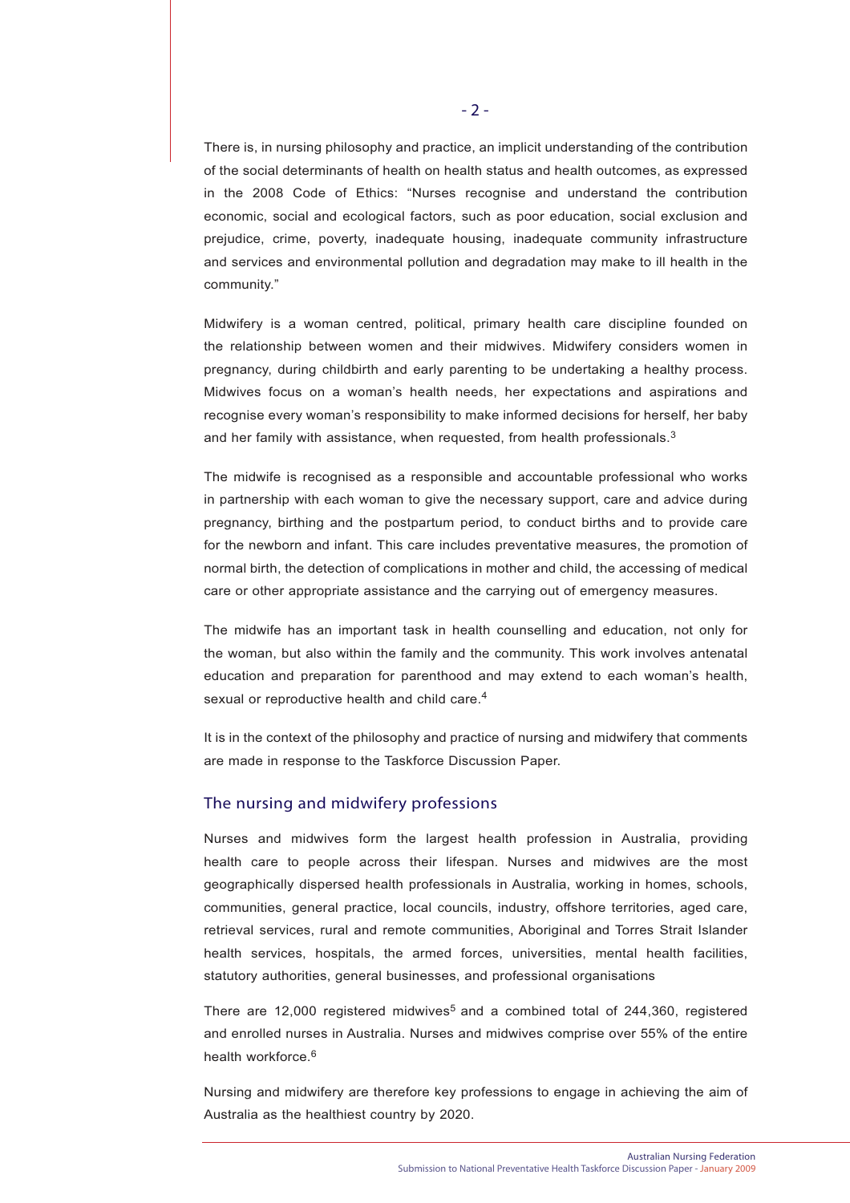There is, in nursing philosophy and practice, an implicit understanding of the contribution of the social determinants of health on health status and health outcomes, as expressed in the 2008 Code of Ethics: "Nurses recognise and understand the contribution economic, social and ecological factors, such as poor education, social exclusion and prejudice, crime, poverty, inadequate housing, inadequate community infrastructure and services and environmental pollution and degradation may make to ill health in the community."

Midwifery is a woman centred, political, primary health care discipline founded on the relationship between women and their midwives. Midwifery considers women in pregnancy, during childbirth and early parenting to be undertaking a healthy process. Midwives focus on a woman's health needs, her expectations and aspirations and recognise every woman's responsibility to make informed decisions for herself, her baby and her family with assistance, when requested, from health professionals.[3]

The midwife is recognised as a responsible and accountable professional who works in partnership with each woman to give the necessary support, care and advice during pregnancy, birthing and the postpartum period, to conduct births and to provide care for the newborn and infant. This care includes preventative measures, the promotion of normal birth, the detection of complications in mother and child, the accessing of medical care or other appropriate assistance and the carrying out of emergency measures.

The midwife has an important task in health counselling and education, not only for the woman, but also within the family and the community. This work involves antenatal education and preparation for parenthood and may extend to each woman's health, sexual or reproductive health and child care.[4]

It is in the context of the philosophy and practice of nursing and midwifery that comments are made in response to the Taskforce Discussion Paper.

## The nursing and midwifery professions

Nurses and midwives form the largest health profession in Australia, providing health care to people across their lifespan. Nurses and midwives are the most geographically dispersed health professionals in Australia, working in homes, schools, communities, general practice, local councils, industry, offshore territories, aged care, retrieval services, rural and remote communities, Aboriginal and Torres Strait Islander health services, hospitals, the armed forces, universities, mental health facilities, statutory authorities, general businesses, and professional organisations

There are 12,000 registered midwives[5] and a combined total of 244,360, registered and enrolled nurses in Australia. Nurses and midwives comprise over 55% of the entire health workforce.[6]

Nursing and midwifery are therefore key professions to engage in achieving the aim of Australia as the healthiest country by 2020.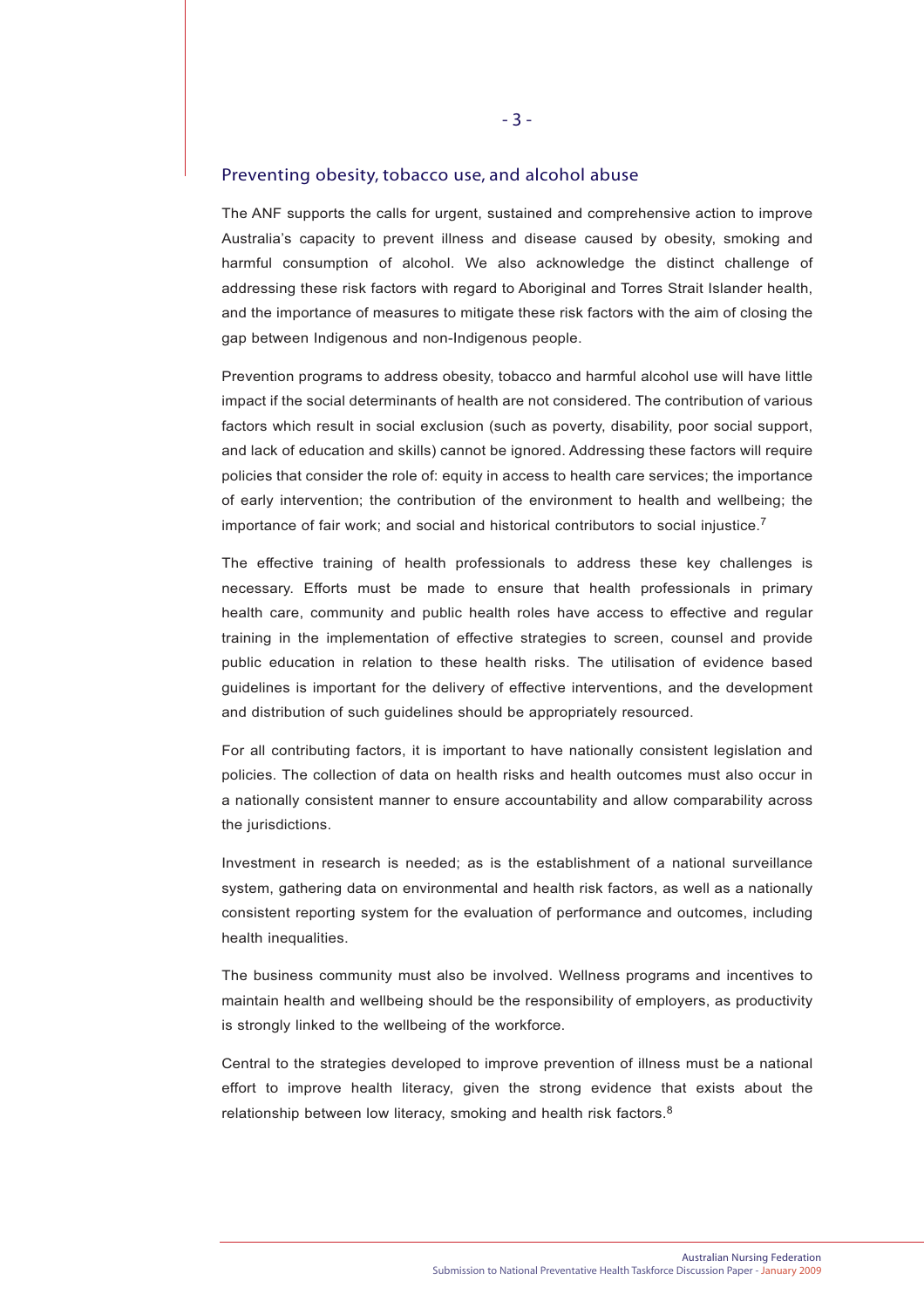## Preventing obesity, tobacco use, and alcohol abuse

The ANF supports the calls for urgent, sustained and comprehensive action to improve Australia's capacity to prevent illness and disease caused by obesity, smoking and harmful consumption of alcohol. We also acknowledge the distinct challenge of addressing these risk factors with regard to Aboriginal and Torres Strait Islander health, and the importance of measures to mitigate these risk factors with the aim of closing the gap between Indigenous and non-Indigenous people.

Prevention programs to address obesity, tobacco and harmful alcohol use will have little impact if the social determinants of health are not considered. The contribution of various factors which result in social exclusion (such as poverty, disability, poor social support, and lack of education and skills) cannot be ignored. Addressing these factors will require policies that consider the role of: equity in access to health care services; the importance of early intervention; the contribution of the environment to health and wellbeing; the importance of fair work; and social and historical contributors to social injustice.[7]

The effective training of health professionals to address these key challenges is necessary. Efforts must be made to ensure that health professionals in primary health care, community and public health roles have access to effective and regular training in the implementation of effective strategies to screen, counsel and provide public education in relation to these health risks. The utilisation of evidence based guidelines is important for the delivery of effective interventions, and the development and distribution of such guidelines should be appropriately resourced.

For all contributing factors, it is important to have nationally consistent legislation and policies. The collection of data on health risks and health outcomes must also occur in a nationally consistent manner to ensure accountability and allow comparability across the jurisdictions.

Investment in research is needed; as is the establishment of a national surveillance system, gathering data on environmental and health risk factors, as well as a nationally consistent reporting system for the evaluation of performance and outcomes, including health inequalities.

The business community must also be involved. Wellness programs and incentives to maintain health and wellbeing should be the responsibility of employers, as productivity is strongly linked to the wellbeing of the workforce.

Central to the strategies developed to improve prevention of illness must be a national effort to improve health literacy, given the strong evidence that exists about the relationship between low literacy, smoking and health risk factors.[8]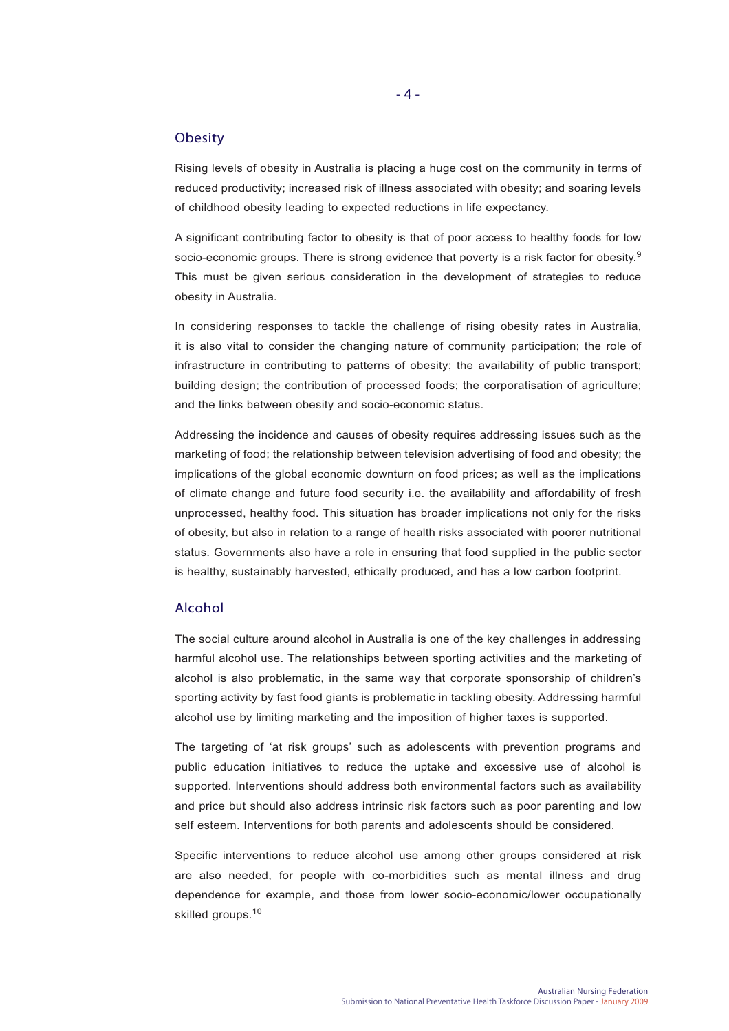## Obesity

Rising levels of obesity in Australia is placing a huge cost on the community in terms of reduced productivity; increased risk of illness associated with obesity; and soaring levels of childhood obesity leading to expected reductions in life expectancy.

A significant contributing factor to obesity is that of poor access to healthy foods for low socio-economic groups. There is strong evidence that poverty is a risk factor for obesity.[9] This must be given serious consideration in the development of strategies to reduce obesity in Australia.

In considering responses to tackle the challenge of rising obesity rates in Australia, it is also vital to consider the changing nature of community participation; the role of infrastructure in contributing to patterns of obesity; the availability of public transport; building design; the contribution of processed foods; the corporatisation of agriculture; and the links between obesity and socio-economic status.

Addressing the incidence and causes of obesity requires addressing issues such as the marketing of food; the relationship between television advertising of food and obesity; the implications of the global economic downturn on food prices; as well as the implications of climate change and future food security i.e. the availability and affordability of fresh unprocessed, healthy food. This situation has broader implications not only for the risks of obesity, but also in relation to a range of health risks associated with poorer nutritional status. Governments also have a role in ensuring that food supplied in the public sector is healthy, sustainably harvested, ethically produced, and has a low carbon footprint.

## Alcohol

The social culture around alcohol in Australia is one of the key challenges in addressing harmful alcohol use. The relationships between sporting activities and the marketing of alcohol is also problematic, in the same way that corporate sponsorship of children's sporting activity by fast food giants is problematic in tackling obesity. Addressing harmful alcohol use by limiting marketing and the imposition of higher taxes is supported.

The targeting of 'at risk groups' such as adolescents with prevention programs and public education initiatives to reduce the uptake and excessive use of alcohol is supported. Interventions should address both environmental factors such as availability and price but should also address intrinsic risk factors such as poor parenting and low self esteem. Interventions for both parents and adolescents should be considered.

Specific interventions to reduce alcohol use among other groups considered at risk are also needed, for people with co-morbidities such as mental illness and drug dependence for example, and those from lower socio-economic/lower occupationally skilled groups.[10]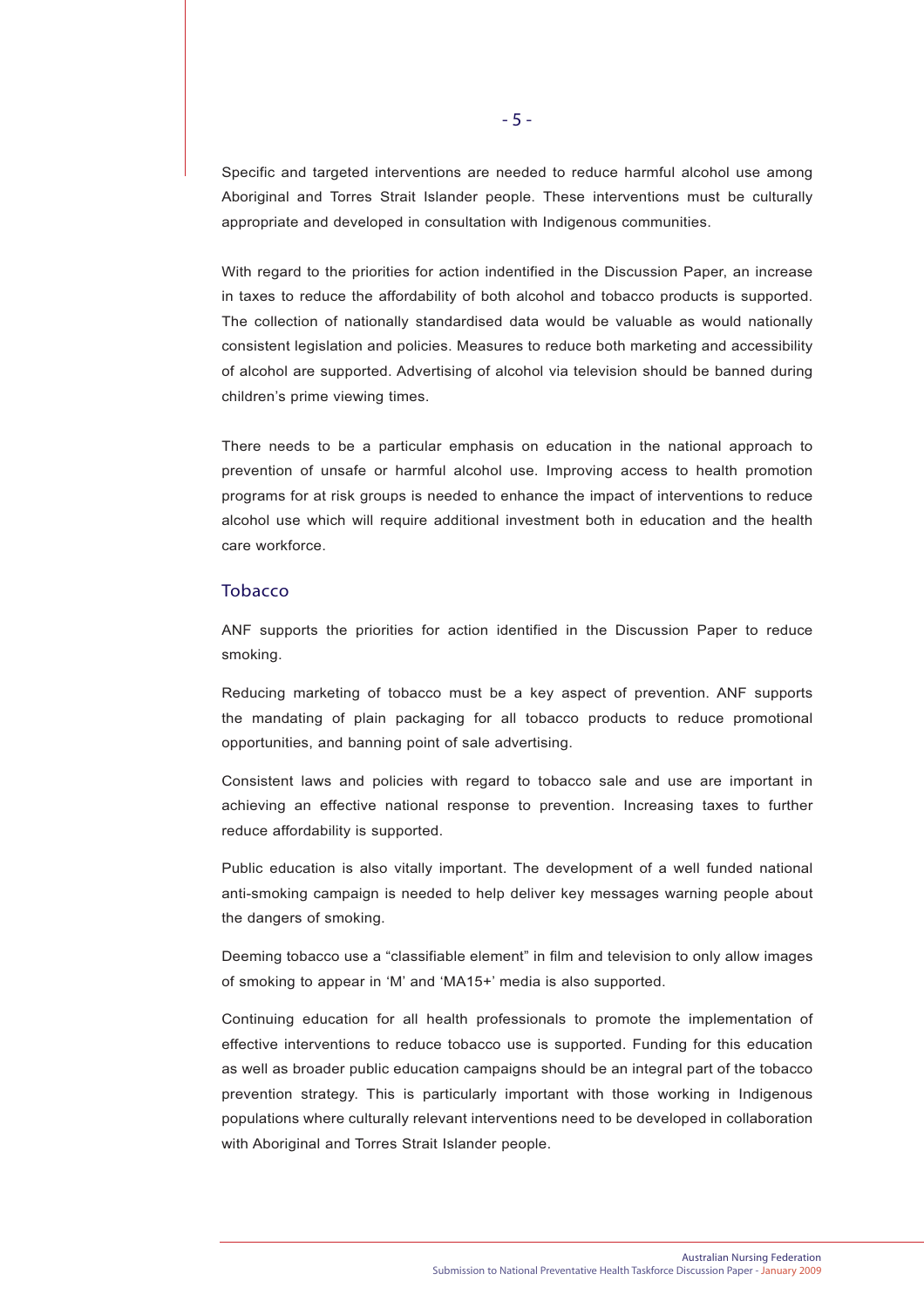Specific and targeted interventions are needed to reduce harmful alcohol use among Aboriginal and Torres Strait Islander people. These interventions must be culturally appropriate and developed in consultation with Indigenous communities.

With regard to the priorities for action indentified in the Discussion Paper, an increase in taxes to reduce the affordability of both alcohol and tobacco products is supported. The collection of nationally standardised data would be valuable as would nationally consistent legislation and policies. Measures to reduce both marketing and accessibility of alcohol are supported. Advertising of alcohol via television should be banned during children's prime viewing times.

There needs to be a particular emphasis on education in the national approach to prevention of unsafe or harmful alcohol use. Improving access to health promotion programs for at risk groups is needed to enhance the impact of interventions to reduce alcohol use which will require additional investment both in education and the health care workforce.

## Tobacco

ANF supports the priorities for action identified in the Discussion Paper to reduce smoking.

Reducing marketing of tobacco must be a key aspect of prevention. ANF supports the mandating of plain packaging for all tobacco products to reduce promotional opportunities, and banning point of sale advertising.

Consistent laws and policies with regard to tobacco sale and use are important in achieving an effective national response to prevention. Increasing taxes to further reduce affordability is supported.

Public education is also vitally important. The development of a well funded national anti-smoking campaign is needed to help deliver key messages warning people about the dangers of smoking.

Deeming tobacco use a "classifiable element" in film and television to only allow images of smoking to appear in 'M' and 'MA15+' media is also supported.

Continuing education for all health professionals to promote the implementation of effective interventions to reduce tobacco use is supported. Funding for this education as well as broader public education campaigns should be an integral part of the tobacco prevention strategy. This is particularly important with those working in Indigenous populations where culturally relevant interventions need to be developed in collaboration with Aboriginal and Torres Strait Islander people.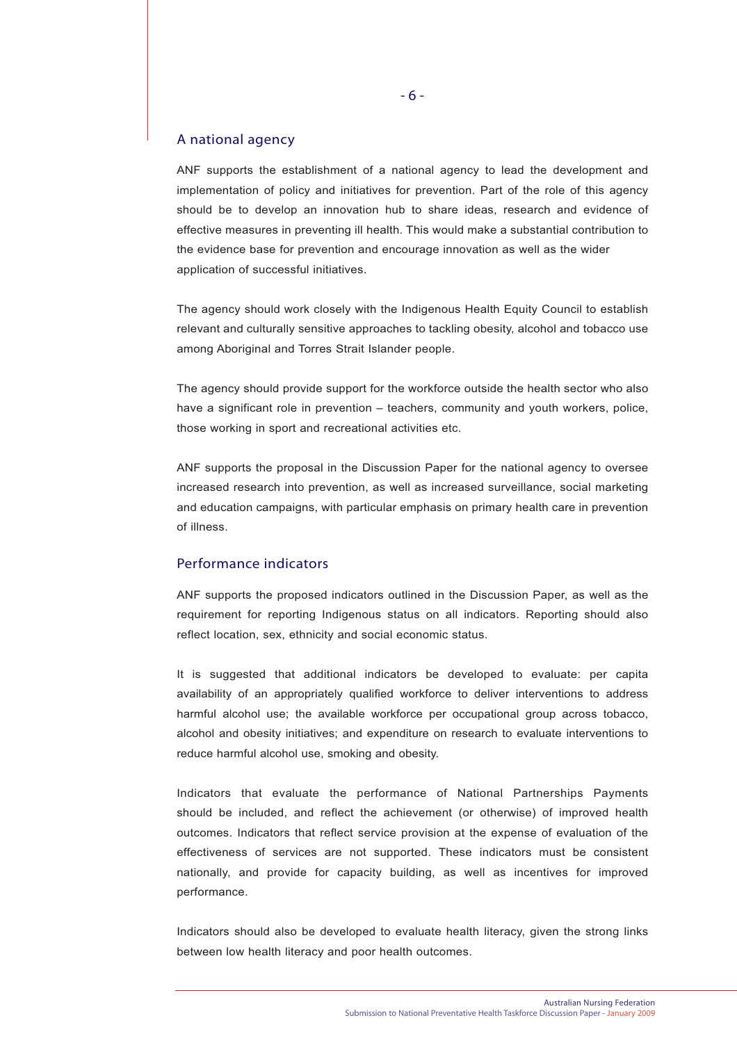## A national agency

ANF supports the establishment of a national agency to lead the development and implementation of policy and initiatives for prevention. Part of the role of this agency should be to develop an innovation hub to share ideas, research and evidence of effective measures in preventing ill health. This would make a substantial contribution to the evidence base for prevention and encourage innovation as well as the wider application of successful initiatives.

The agency should work closely with the Indigenous Health Equity Council to establish relevant and culturally sensitive approaches to tackling obesity, alcohol and tobacco use among Aboriginal and Torres Strait Islander people.

The agency should provide support for the workforce outside the health sector who also have a significant role in prevention – teachers, community and youth workers, police, those working in sport and recreational activities etc.

ANF supports the proposal in the Discussion Paper for the national agency to oversee increased research into prevention, as well as increased surveillance, social marketing and education campaigns, with particular emphasis on primary health care in prevention of illness.

## Performance indicators

ANF supports the proposed indicators outlined in the Discussion Paper, as well as the requirement for reporting Indigenous status on all indicators. Reporting should also reflect location, sex, ethnicity and social economic status.

It is suggested that additional indicators be developed to evaluate: per capita availability of an appropriately qualified workforce to deliver interventions to address harmful alcohol use; the available workforce per occupational group across tobacco, alcohol and obesity initiatives; and expenditure on research to evaluate interventions to reduce harmful alcohol use, smoking and obesity.

Indicators that evaluate the performance of National Partnerships Payments should be included, and reflect the achievement (or otherwise) of improved health outcomes. Indicators that reflect service provision at the expense of evaluation of the effectiveness of services are not supported. These indicators must be consistent nationally, and provide for capacity building, as well as incentives for improved performance.

Indicators should also be developed to evaluate health literacy, given the strong links between low health literacy and poor health outcomes.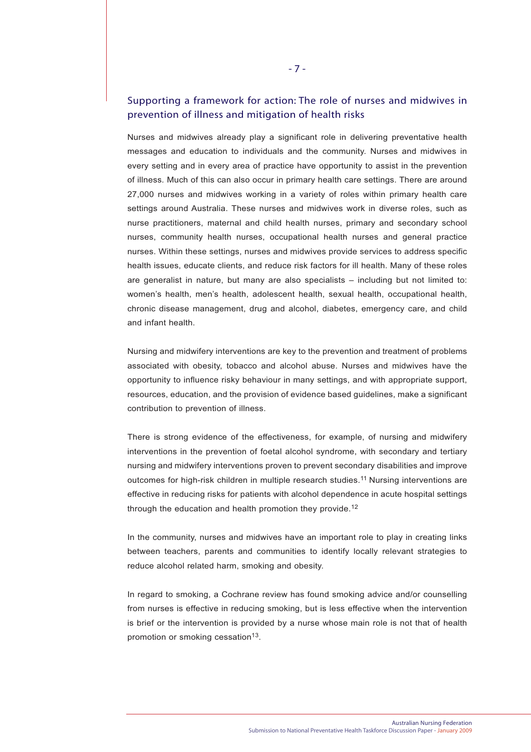## Supporting a framework for action: The role of nurses and midwives in prevention of illness and mitigation of health risks

Nurses and midwives already play a significant role in delivering preventative health messages and education to individuals and the community. Nurses and midwives in every setting and in every area of practice have opportunity to assist in the prevention of illness. Much of this can also occur in primary health care settings. There are around 27,000 nurses and midwives working in a variety of roles within primary health care settings around Australia. These nurses and midwives work in diverse roles, such as nurse practitioners, maternal and child health nurses, primary and secondary school nurses, community health nurses, occupational health nurses and general practice nurses. Within these settings, nurses and midwives provide services to address specific health issues, educate clients, and reduce risk factors for ill health. Many of these roles are generalist in nature, but many are also specialists – including but not limited to: women's health, men's health, adolescent health, sexual health, occupational health, chronic disease management, drug and alcohol, diabetes, emergency care, and child and infant health.

Nursing and midwifery interventions are key to the prevention and treatment of problems associated with obesity, tobacco and alcohol abuse. Nurses and midwives have the opportunity to influence risky behaviour in many settings, and with appropriate support, resources, education, and the provision of evidence based guidelines, make a significant contribution to prevention of illness.

There is strong evidence of the effectiveness, for example, of nursing and midwifery interventions in the prevention of foetal alcohol syndrome, with secondary and tertiary nursing and midwifery interventions proven to prevent secondary disabilities and improve outcomes for high-risk children in multiple research studies.[11] Nursing interventions are effective in reducing risks for patients with alcohol dependence in acute hospital settings through the education and health promotion they provide.[12]

In the community, nurses and midwives have an important role to play in creating links between teachers, parents and communities to identify locally relevant strategies to reduce alcohol related harm, smoking and obesity.

In regard to smoking, a Cochrane review has found smoking advice and/or counselling from nurses is effective in reducing smoking, but is less effective when the intervention is brief or the intervention is provided by a nurse whose main role is not that of health promotion or smoking cessation[13].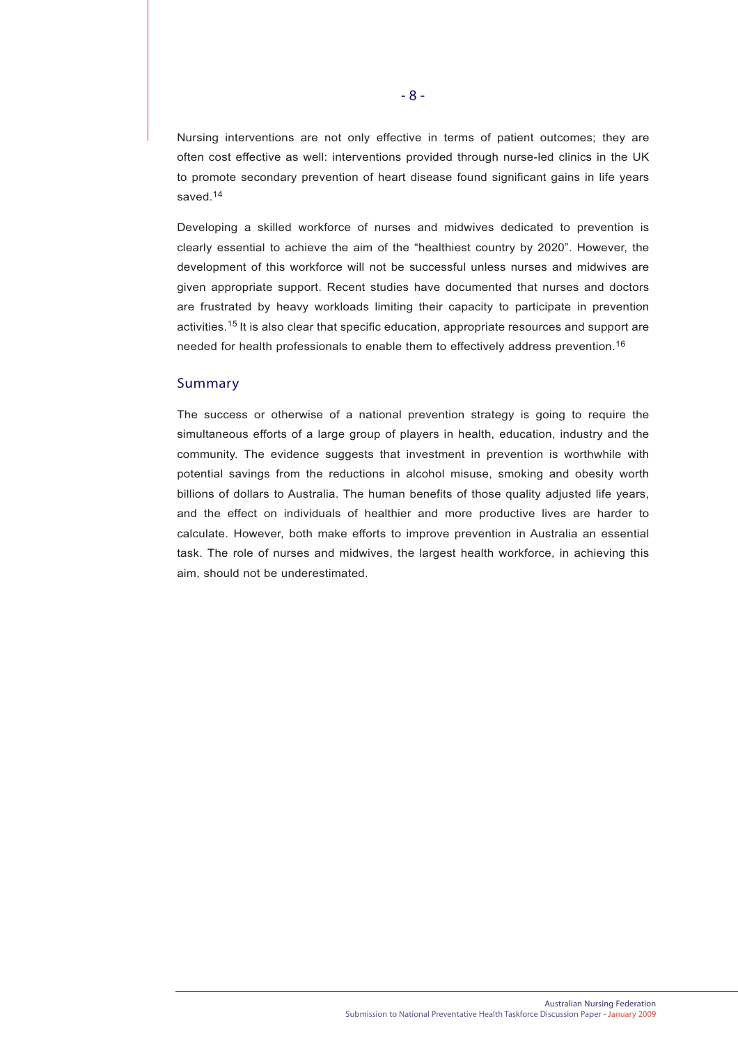Nursing interventions are not only effective in terms of patient outcomes; they are often cost effective as well: interventions provided through nurse-led clinics in the UK to promote secondary prevention of heart disease found significant gains in life years saved.[14]

Developing a skilled workforce of nurses and midwives dedicated to prevention is clearly essential to achieve the aim of the "healthiest country by 2020". However, the development of this workforce will not be successful unless nurses and midwives are given appropriate support. Recent studies have documented that nurses and doctors are frustrated by heavy workloads limiting their capacity to participate in prevention activities.[15] It is also clear that specific education, appropriate resources and support are needed for health professionals to enable them to effectively address prevention.[16]

## Summary

The success or otherwise of a national prevention strategy is going to require the simultaneous efforts of a large group of players in health, education, industry and the community. The evidence suggests that investment in prevention is worthwhile with potential savings from the reductions in alcohol misuse, smoking and obesity worth billions of dollars to Australia. The human benefits of those quality adjusted life years, and the effect on individuals of healthier and more productive lives are harder to calculate. However, both make efforts to improve prevention in Australia an essential task. The role of nurses and midwives, the largest health workforce, in achieving this aim, should not be underestimated.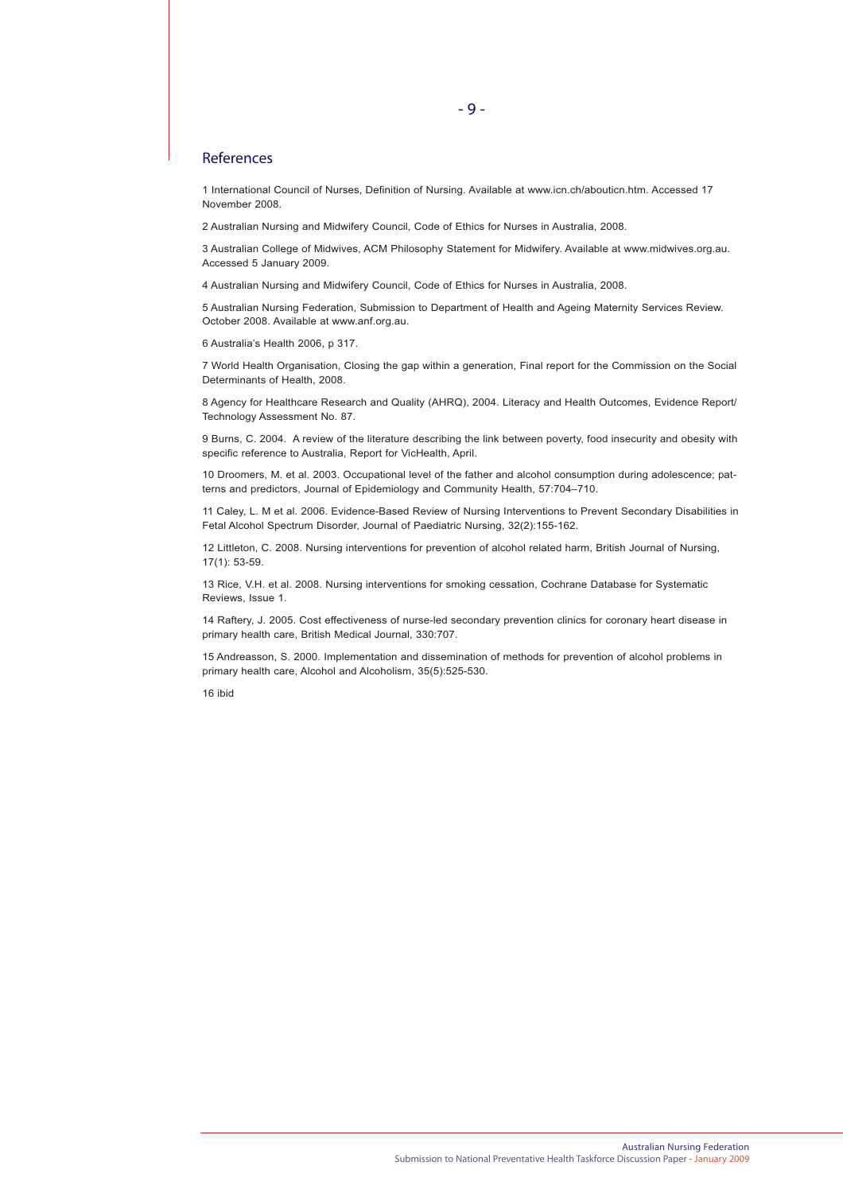## References

1 International Council of Nurses, Definition of Nursing. Available at www.icn.ch/abouticn.htm. Accessed 17 November 2008.

2 Australian Nursing and Midwifery Council, Code of Ethics for Nurses in Australia, 2008.

3 Australian College of Midwives, ACM Philosophy Statement for Midwifery. Available at www.midwives.org.au. Accessed 5 January 2009.

4 Australian Nursing and Midwifery Council, Code of Ethics for Nurses in Australia, 2008.

5 Australian Nursing Federation, Submission to Department of Health and Ageing Maternity Services Review. October 2008. Available at www.anf.org.au.

6 Australia's Health 2006, p 317.

7 World Health Organisation, Closing the gap within a generation, Final report for the Commission on the Social Determinants of Health, 2008.

8 Agency for Healthcare Research and Quality (AHRQ), 2004. Literacy and Health Outcomes, Evidence Report/ Technology Assessment No. 87.

9 Burns, C. 2004. A review of the literature describing the link between poverty, food insecurity and obesity with specific reference to Australia, Report for VicHealth, April.

10 Droomers, M. et al. 2003. Occupational level of the father and alcohol consumption during adolescence; patterns and predictors, Journal of Epidemiology and Community Health, 57:704–710.

11 Caley, L. M et al. 2006. Evidence-Based Review of Nursing Interventions to Prevent Secondary Disabilities in Fetal Alcohol Spectrum Disorder, Journal of Paediatric Nursing, 32(2):155-162.

12 Littleton, C. 2008. Nursing interventions for prevention of alcohol related harm, British Journal of Nursing, 17(1): 53-59.

13 Rice, V.H. et al. 2008. Nursing interventions for smoking cessation, Cochrane Database for Systematic Reviews, Issue 1.

14 Raftery, J. 2005. Cost effectiveness of nurse-led secondary prevention clinics for coronary heart disease in primary health care, British Medical Journal, 330:707.

15 Andreasson, S. 2000. Implementation and dissemination of methods for prevention of alcohol problems in primary health care, Alcohol and Alcoholism, 35(5):525-530.

16 ibid